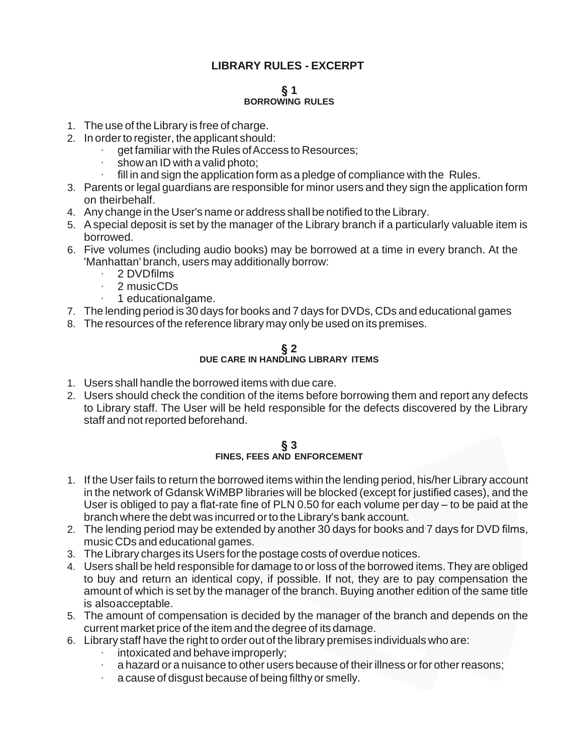# LIBRARY RULES - EXCERPT

## § 1
### BORROWING RULES

1. The use of the Library is free of charge.
2. In order to register, the applicant should:
   - get familiar with the Rules of Access to Resources;
   - show an ID with a valid photo;
   - fill in and sign the application form as a pledge of compliance with the Rules.
3. Parents or legal guardians are responsible for minor users and they sign the application form on theirbehalf.
4. Any change in the User's name or address shall be notified to the Library.
5. A special deposit is set by the manager of the Library branch if a particularly valuable item is borrowed.
6. Five volumes (including audio books) may be borrowed at a time in every branch. At the 'Manhattan' branch, users may additionally borrow:
   - 2 DVDfilms
   - 2 musicCDs
   - 1 educationalgame.
7. The lending period is 30 days for books and 7 days for DVDs, CDs and educational games
8. The resources of the reference library may only be used on its premises.

## § 2
### DUE CARE IN HANDLING LIBRARY ITEMS

1. Users shall handle the borrowed items with due care.
2. Users should check the condition of the items before borrowing them and report any defects to Library staff. The User will be held responsible for the defects discovered by the Library staff and not reported beforehand.

## § 3
### FINES, FEES AND ENFORCEMENT

1. If the User fails to return the borrowed items within the lending period, his/her Library account in the network of Gdansk WiMBP libraries will be blocked (except for justified cases), and the User is obliged to pay a flat-rate fine of PLN 0.50 for each volume per day – to be paid at the branch where the debt was incurred or to the Library's bank account.
2. The lending period may be extended by another 30 days for books and 7 days for DVD films, music CDs and educational games.
3. The Library charges its Users for the postage costs of overdue notices.
4. Users shall be held responsible for damage to or loss of the borrowed items. They are obliged to buy and return an identical copy, if possible. If not, they are to pay compensation the amount of which is set by the manager of the branch. Buying another edition of the same title is alsoacceptable.
5. The amount of compensation is decided by the manager of the branch and depends on the current market price of the item and the degree of its damage.
6. Library staff have the right to order out of the library premises individuals who are:
   - intoxicated and behave improperly;
   - a hazard or a nuisance to other users because of their illness or for other reasons;
   - a cause of disgust because of being filthy or smelly.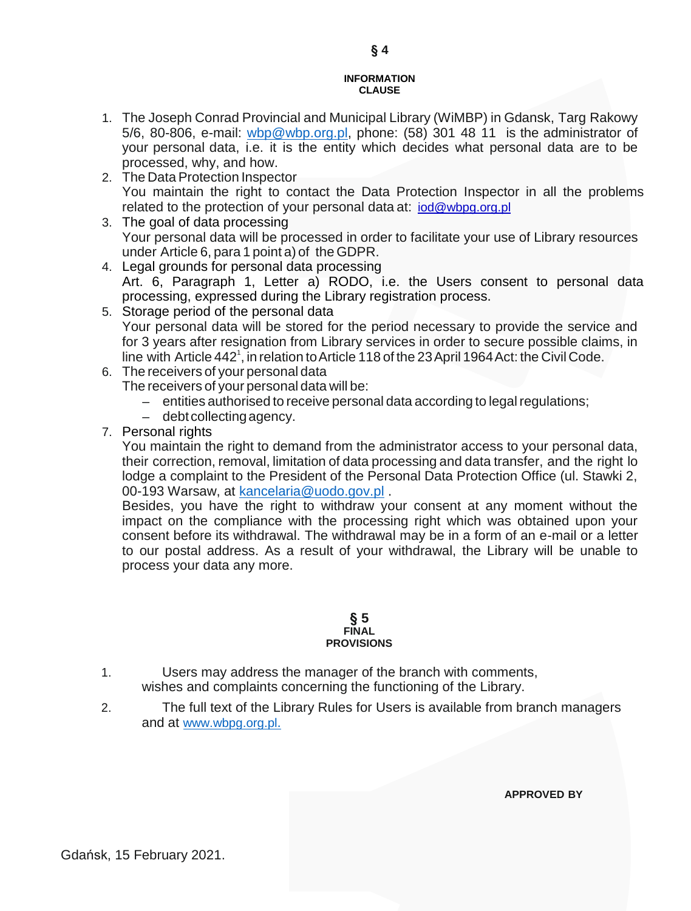## § 4

### INFORMATION CLAUSE

1. The Joseph Conrad Provincial and Municipal Library (WiMBP) in Gdansk, Targ Rakowy 5/6, 80-806, e-mail: wbp@wbp.org.pl, phone: (58) 301 48 11 is the administrator of your personal data, i.e. it is the entity which decides what personal data are to be processed, why, and how.
2. The Data Protection Inspector
   You maintain the right to contact the Data Protection Inspector in all the problems related to the protection of your personal data at: iod@wbpg.org.pl
3. The goal of data processing
   Your personal data will be processed in order to facilitate your use of Library resources under Article 6, para 1 point a) of the GDPR.
4. Legal grounds for personal data processing
   Art. 6, Paragraph 1, Letter a) RODO, i.e. the Users consent to personal data processing, expressed during the Library registration process.
5. Storage period of the personal data
   Your personal data will be stored for the period necessary to provide the service and for 3 years after resignation from Library services in order to secure possible claims, in line with Article 442[1], in relation to Article 118 of the 23 April 1964 Act: the Civil Code.
6. The receivers of your personal data
   The receivers of your personal data will be:
   - entities authorised to receive personal data according to legal regulations;
   - debt collecting agency.
7. Personal rights
   You maintain the right to demand from the administrator access to your personal data, their correction, removal, limitation of data processing and data transfer, and the right lo lodge a complaint to the President of the Personal Data Protection Office (ul. Stawki 2, 00-193 Warsaw, at kancelaria@uodo.gov.pl .
   Besides, you have the right to withdraw your consent at any moment without the impact on the compliance with the processing right which was obtained upon your consent before its withdrawal. The withdrawal may be in a form of an e-mail or a letter to our postal address. As a result of your withdrawal, the Library will be unable to process your data any more.

## § 5

### FINAL PROVISIONS

1. Users may address the manager of the branch with comments, wishes and complaints concerning the functioning of the Library.
2. The full text of the Library Rules for Users is available from branch managers and at www.wbpg.org.pl.

**APPROVED BY**

Gdańsk, 15 February 2021.